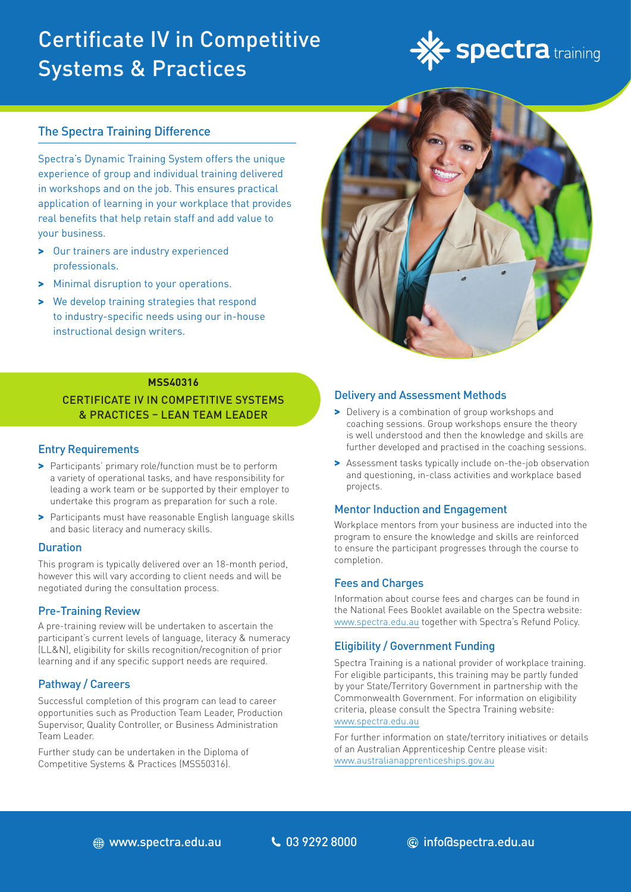# Certificate IV in Competitive Systems & Practices

spectra training

## The Spectra Training Difference

Spectra's Dynamic Training System offers the unique experience of group and individual training delivered in workshops and on the job. This ensures practical application of learning in your workplace that provides real benefits that help retain staff and add value to your business.

- Our trainers are industry experienced professionals.
- Minimal disruption to your operations.
- We develop training strategies that respond to industry-specific needs using our in-house instructional design writers.

**MSS40316**

## CERTIFICATE IV IN COMPETITIVE SYSTEMS & PRACTICES – LEAN TEAM LEADER

### Entry Requirements

- Participants' primary role/function must be to perform a variety of operational tasks, and have responsibility for leading a work team or be supported by their employer to undertake this program as preparation for such a role.
- Participants must have reasonable English language skills and basic literacy and numeracy skills.

### Duration

This program is typically delivered over an 18-month period, however this will vary according to client needs and will be negotiated during the consultation process.

### Pre-Training Review

A pre-training review will be undertaken to ascertain the participant's current levels of language, literacy & numeracy (LL&N), eligibility for skills recognition/recognition of prior learning and if any specific support needs are required.

### Pathway / Careers

Successful completion of this program can lead to career opportunities such as Production Team Leader, Production Supervisor, Quality Controller, or Business Administration Team Leader.

Further study can be undertaken in the Diploma of Competitive Systems & Practices (MSS50316).

### Delivery and Assessment Methods

- Delivery is a combination of group workshops and coaching sessions. Group workshops ensure the theory is well understood and then the knowledge and skills are further developed and practised in the coaching sessions.
- Assessment tasks typically include on-the-job observation and questioning, in-class activities and workplace based projects.

### Mentor Induction and Engagement

Workplace mentors from your business are inducted into the program to ensure the knowledge and skills are reinforced to ensure the participant progresses through the course to completion.

### Fees and Charges

Information about course fees and charges can be found in the National Fees Booklet available on the Spectra website: www.spectra.edu.au together with Spectra's Refund Policy.

### Eligibility / Government Funding

Spectra Training is a national provider of workplace training. For eligible participants, this training may be partly funded by your State/Territory Government in partnership with the Commonwealth Government. For information on eligibility criteria, please consult the Spectra Training website: www.spectra.edu.au

For further information on state/territory initiatives or details of an Australian Apprenticeship Centre please visit: www.australianapprenticeships.gov.au

www.spectra.edu.au | 03 9292 8000 | info@spectra.edu.au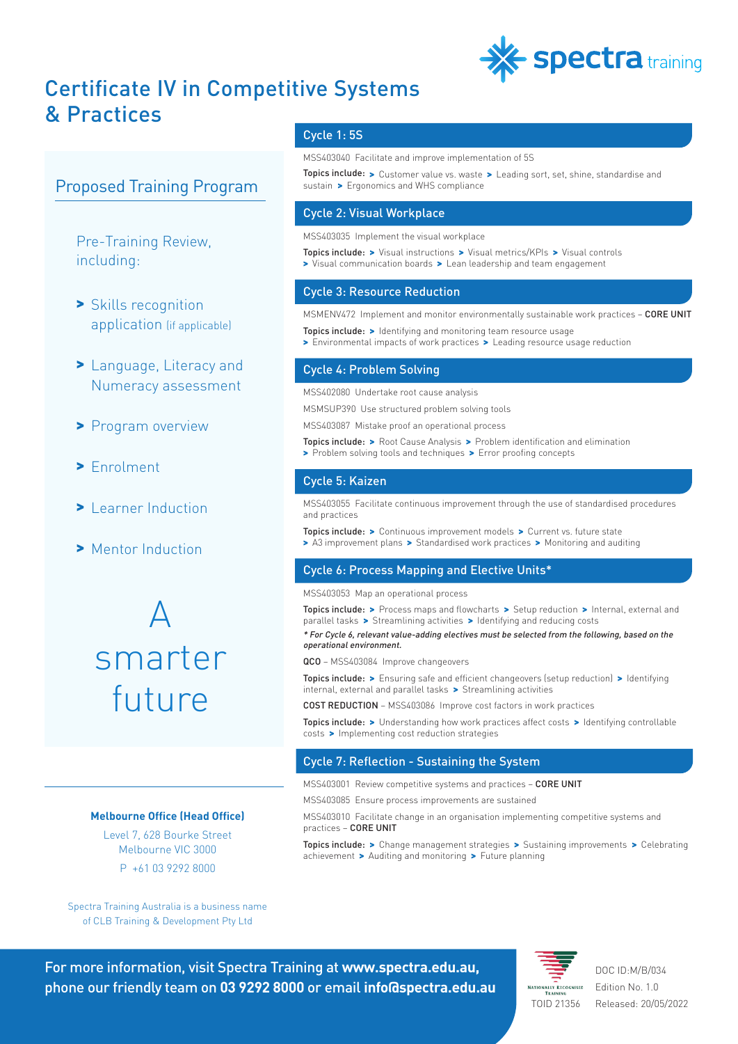# Certificate IV in Competitive Systems & Practices

## Proposed Training Program

Pre-Training Review, including:

- Skills recognition application (if applicable)
- Language, Literacy and Numeracy assessment
- Program overview
- Enrolment
- Learner Induction
- Mentor Induction

A smarter future

## Cycle 1: 5S

MSS403040 Facilitate and improve implementation of 5S

**Topics include:** > Customer value vs. waste > Leading sort, set, shine, standardise and sustain > Ergonomics and WHS compliance

## Cycle 2: Visual Workplace

MSS403035 Implement the visual workplace

**Topics include:** > Visual instructions > Visual metrics/KPIs > Visual controls > Visual communication boards > Lean leadership and team engagement

## Cycle 3: Resource Reduction

MSMENV472 Implement and monitor environmentally sustainable work practices – **CORE UNIT**

**Topics include:** > Identifying and monitoring team resource usage > Environmental impacts of work practices > Leading resource usage reduction

## Cycle 4: Problem Solving

MSS402080 Undertake root cause analysis

MSMSUP390 Use structured problem solving tools

MSS403087 Mistake proof an operational process

**Topics include:** > Root Cause Analysis > Problem identification and elimination > Problem solving tools and techniques > Error proofing concepts

## Cycle 5: Kaizen

MSS403055 Facilitate continuous improvement through the use of standardised procedures and practices

**Topics include:** > Continuous improvement models > Current vs. future state > A3 improvement plans > Standardised work practices > Monitoring and auditing

## Cycle 6: Process Mapping and Elective Units*

MSS403053 Map an operational process

**Topics include:** > Process maps and flowcharts > Setup reduction > Internal, external and parallel tasks > Streamlining activities > Identifying and reducing costs

*\* For Cycle 6, relevant value-adding electives must be selected from the following, based on the operational environment.*

**QCO** – MSS403084 Improve changeovers

**Topics include:** > Ensuring safe and efficient changeovers (setup reduction) > Identifying internal, external and parallel tasks > Streamlining activities

**COST REDUCTION** – MSS403086 Improve cost factors in work practices

**Topics include:** > Understanding how work practices affect costs > Identifying controllable costs > Implementing cost reduction strategies

## Cycle 7: Reflection - Sustaining the System

MSS403001 Review competitive systems and practices – **CORE UNIT**

MSS403085 Ensure process improvements are sustained

MSS403010 Facilitate change in an organisation implementing competitive systems and practices – **CORE UNIT**

**Topics include:** > Change management strategies > Sustaining improvements > Celebrating achievement > Auditing and monitoring > Future planning

**Melbourne Office (Head Office)**

Level 7, 628 Bourke Street
Melbourne VIC 3000
P +61 03 9292 8000

Spectra Training Australia is a business name of CLB Training & Development Pty Ltd

For more information, visit Spectra Training at **www.spectra.edu.au,** phone our friendly team on **03 9292 8000** or email **info@spectra.edu.au**

Nationally Recognised Training
TOID 21356

DOC ID:M/B/034
Edition No. 1.0
Released: 20/05/2022